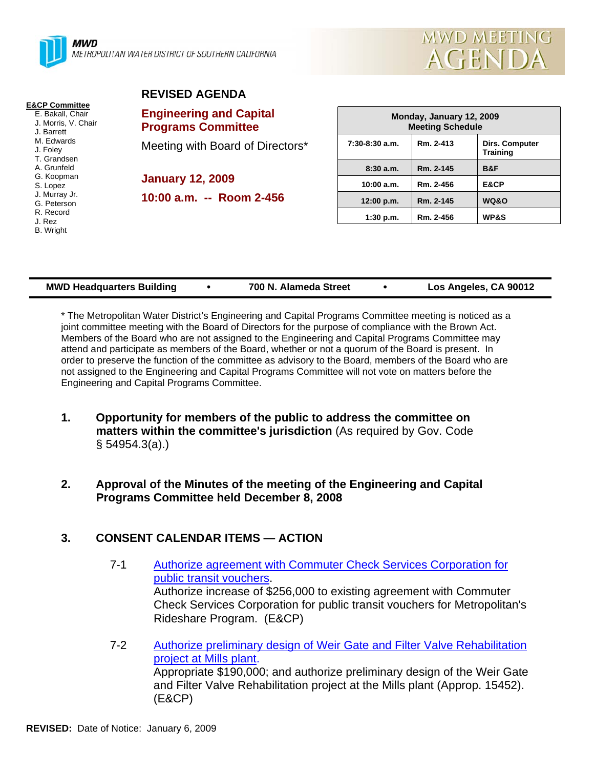**MWD**
METROPOLITAN WATER DISTRICT OF SOUTHERN CALIFORNIA

MWD MEETING AGENDA

**E&CP Committee**
E. Bakall, Chair
J. Morris, V. Chair
J. Barrett
M. Edwards
J. Foley
T. Grandsen
A. Grunfeld
G. Koopman
S. Lopez
J. Murray Jr.
G. Peterson
R. Record
J. Rez
B. Wright

# REVISED AGENDA

## Engineering and Capital Programs Committee

Meeting with Board of Directors*

**January 12, 2009**

**10:00 a.m. -- Room 2-456**

| Monday, January 12, 2009 Meeting Schedule | | |
|---|---|---|
| 7:30-8:30 a.m. | Rm. 2-413 | Dirs. Computer Training |
| 8:30 a.m. | Rm. 2-145 | B&F |
| 10:00 a.m. | Rm. 2-456 | E&CP |
| 12:00 p.m. | Rm. 2-145 | WQ&O |
| 1:30 p.m. | Rm. 2-456 | WP&S |

**MWD Headquarters Building • 700 N. Alameda Street • Los Angeles, CA 90012**

* The Metropolitan Water District's Engineering and Capital Programs Committee meeting is noticed as a joint committee meeting with the Board of Directors for the purpose of compliance with the Brown Act. Members of the Board who are not assigned to the Engineering and Capital Programs Committee may attend and participate as members of the Board, whether or not a quorum of the Board is present. In order to preserve the function of the committee as advisory to the Board, members of the Board who are not assigned to the Engineering and Capital Programs Committee will not vote on matters before the Engineering and Capital Programs Committee.

1. **Opportunity for members of the public to address the committee on matters within the committee's jurisdiction** (As required by Gov. Code § 54954.3(a).)

2. **Approval of the Minutes of the meeting of the Engineering and Capital Programs Committee held December 8, 2008**

3. **CONSENT CALENDAR ITEMS — ACTION**

   7-1 Authorize agreement with Commuter Check Services Corporation for public transit vouchers.
   Authorize increase of $256,000 to existing agreement with Commuter Check Services Corporation for public transit vouchers for Metropolitan's Rideshare Program. (E&CP)

   7-2 Authorize preliminary design of Weir Gate and Filter Valve Rehabilitation project at Mills plant.
   Appropriate $190,000; and authorize preliminary design of the Weir Gate and Filter Valve Rehabilitation project at the Mills plant (Approp. 15452). (E&CP)

**REVISED:** Date of Notice: January 6, 2009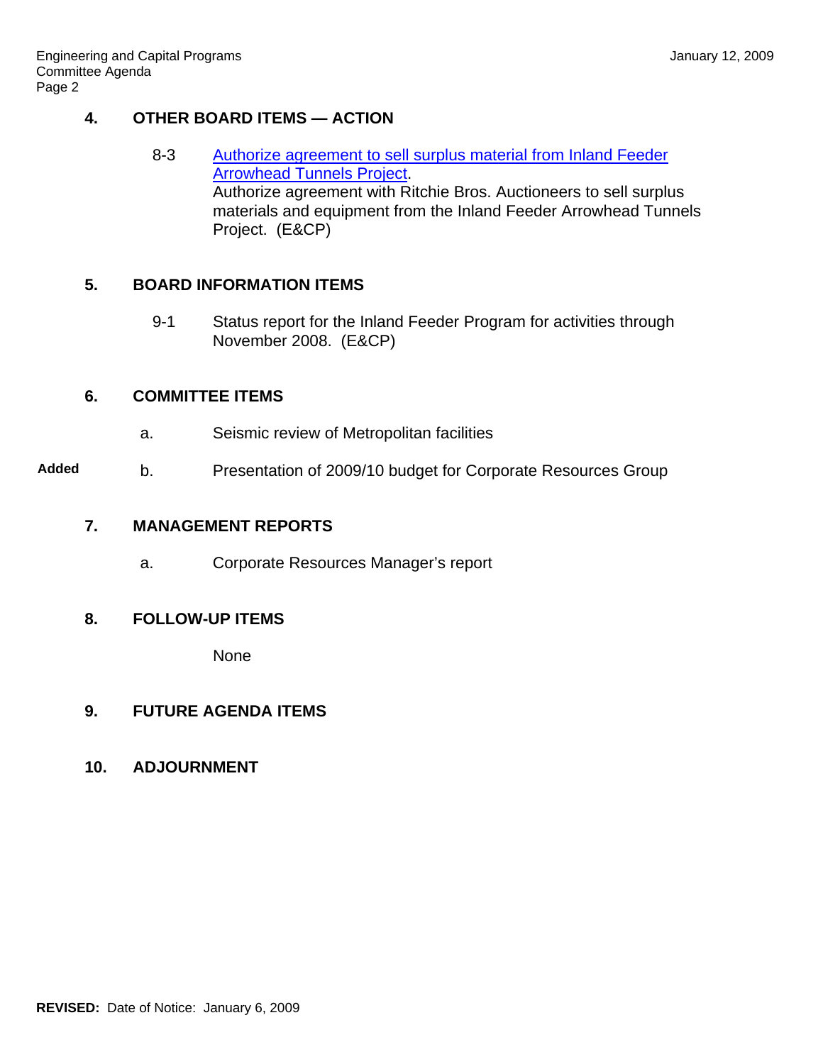## 4. OTHER BOARD ITEMS — ACTION

8-3 Authorize agreement to sell surplus material from Inland Feeder Arrowhead Tunnels Project.
Authorize agreement with Ritchie Bros. Auctioneers to sell surplus materials and equipment from the Inland Feeder Arrowhead Tunnels Project. (E&CP)

## 5. BOARD INFORMATION ITEMS

9-1 Status report for the Inland Feeder Program for activities through November 2008. (E&CP)

## 6. COMMITTEE ITEMS

a. Seismic review of Metropolitan facilities

**Added** b. Presentation of 2009/10 budget for Corporate Resources Group

## 7. MANAGEMENT REPORTS

a. Corporate Resources Manager's report

## 8. FOLLOW-UP ITEMS

None

## 9. FUTURE AGENDA ITEMS

## 10. ADJOURNMENT

**REVISED:** Date of Notice: January 6, 2009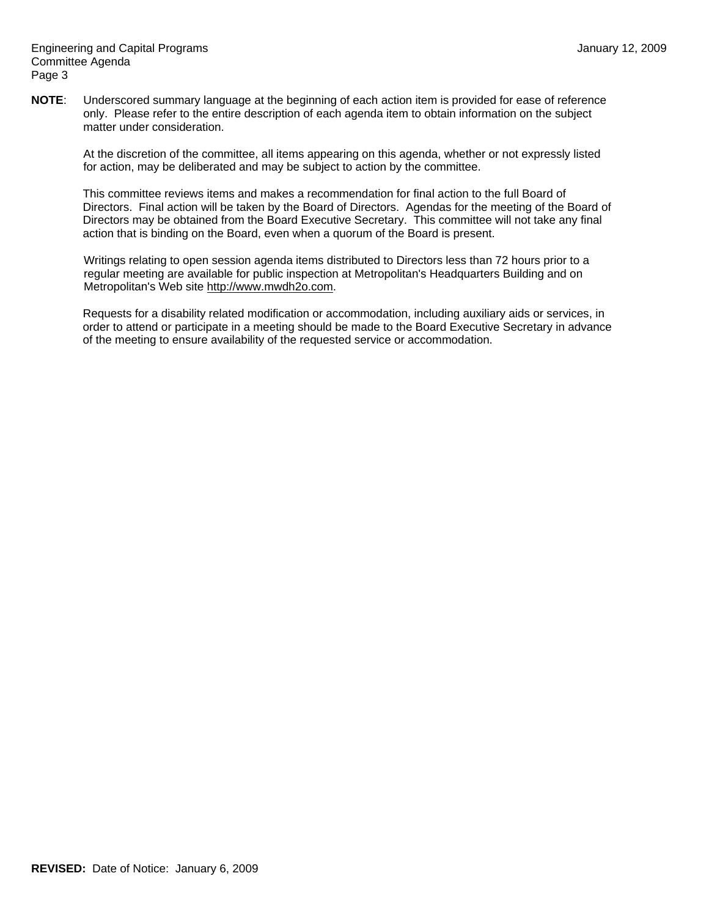**NOTE**: Underscored summary language at the beginning of each action item is provided for ease of reference only. Please refer to the entire description of each agenda item to obtain information on the subject matter under consideration.

At the discretion of the committee, all items appearing on this agenda, whether or not expressly listed for action, may be deliberated and may be subject to action by the committee.

This committee reviews items and makes a recommendation for final action to the full Board of Directors. Final action will be taken by the Board of Directors. Agendas for the meeting of the Board of Directors may be obtained from the Board Executive Secretary. This committee will not take any final action that is binding on the Board, even when a quorum of the Board is present.

Writings relating to open session agenda items distributed to Directors less than 72 hours prior to a regular meeting are available for public inspection at Metropolitan's Headquarters Building and on Metropolitan's Web site http://www.mwdh2o.com.

Requests for a disability related modification or accommodation, including auxiliary aids or services, in order to attend or participate in a meeting should be made to the Board Executive Secretary in advance of the meeting to ensure availability of the requested service or accommodation.

**REVISED:** Date of Notice: January 6, 2009